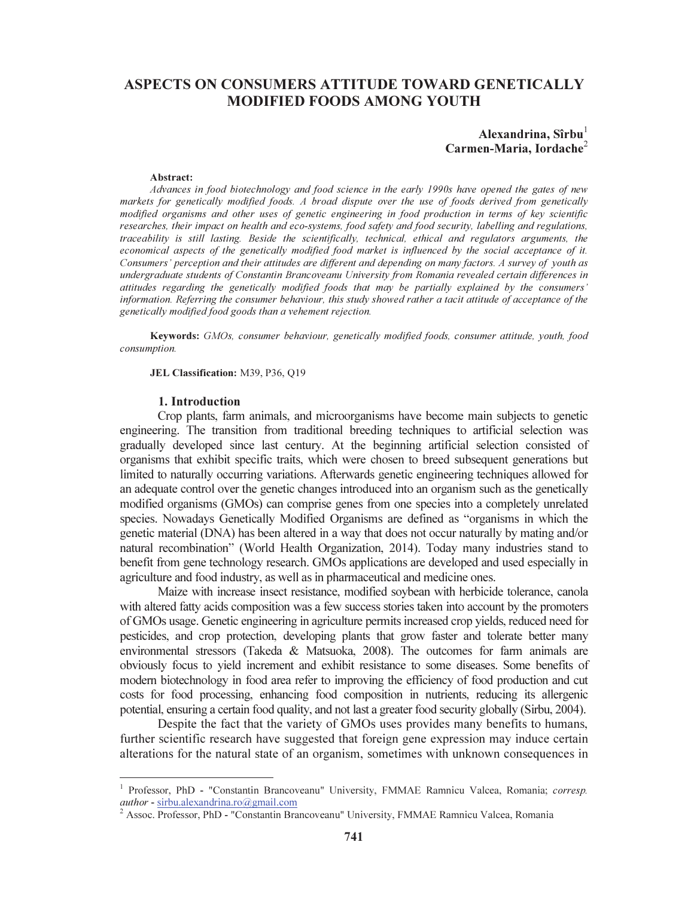# ASPECTS ON CONSUMERS ATTITUDE TOWARD GENETICALLY MODIFIED FOODS AMONG YOUTH

**Alexandrina, Sîrbu**[1]
**Carmen-Maria, Iordache**[2]

**Abstract:**
*Advances in food biotechnology and food science in the early 1990s have opened the gates of new markets for genetically modified foods. A broad dispute over the use of foods derived from genetically modified organisms and other uses of genetic engineering in food production in terms of key scientific researches, their impact on health and eco-systems, food safety and food security, labelling and regulations, traceability is still lasting. Beside the scientifically, technical, ethical and regulators arguments, the economical aspects of the genetically modified food market is influenced by the social acceptance of it. Consumers' perception and their attitudes are different and depending on many factors. A survey of youth as undergraduate students of Constantin Brancoveanu University from Romania revealed certain differences in attitudes regarding the genetically modified foods that may be partially explained by the consumers' information. Referring the consumer behaviour, this study showed rather a tacit attitude of acceptance of the genetically modified food goods than a vehement rejection.*

**Keywords:** *GMOs, consumer behaviour, genetically modified foods, consumer attitude, youth, food consumption.*

**JEL Classification:** M39, P36, Q19

## 1. Introduction

Crop plants, farm animals, and microorganisms have become main subjects to genetic engineering. The transition from traditional breeding techniques to artificial selection was gradually developed since last century. At the beginning artificial selection consisted of organisms that exhibit specific traits, which were chosen to breed subsequent generations but limited to naturally occurring variations. Afterwards genetic engineering techniques allowed for an adequate control over the genetic changes introduced into an organism such as the genetically modified organisms (GMOs) can comprise genes from one species into a completely unrelated species. Nowadays Genetically Modified Organisms are defined as "organisms in which the genetic material (DNA) has been altered in a way that does not occur naturally by mating and/or natural recombination" (World Health Organization, 2014). Today many industries stand to benefit from gene technology research. GMOs applications are developed and used especially in agriculture and food industry, as well as in pharmaceutical and medicine ones.

Maize with increase insect resistance, modified soybean with herbicide tolerance, canola with altered fatty acids composition was a few success stories taken into account by the promoters of GMOs usage. Genetic engineering in agriculture permits increased crop yields, reduced need for pesticides, and crop protection, developing plants that grow faster and tolerate better many environmental stressors (Takeda & Matsuoka, 2008). The outcomes for farm animals are obviously focus to yield increment and exhibit resistance to some diseases. Some benefits of modern biotechnology in food area refer to improving the efficiency of food production and cut costs for food processing, enhancing food composition in nutrients, reducing its allergenic potential, ensuring a certain food quality, and not last a greater food security globally (Sirbu, 2004).

Despite the fact that the variety of GMOs uses provides many benefits to humans, further scientific research have suggested that foreign gene expression may induce certain alterations for the natural state of an organism, sometimes with unknown consequences in

---

[1] Professor, PhD - "Constantin Brancoveanu" University, FMMAE Ramnicu Valcea, Romania; *corresp. author* - sirbu.alexandrina.ro@gmail.com

[2] Assoc. Professor, PhD - "Constantin Brancoveanu" University, FMMAE Ramnicu Valcea, Romania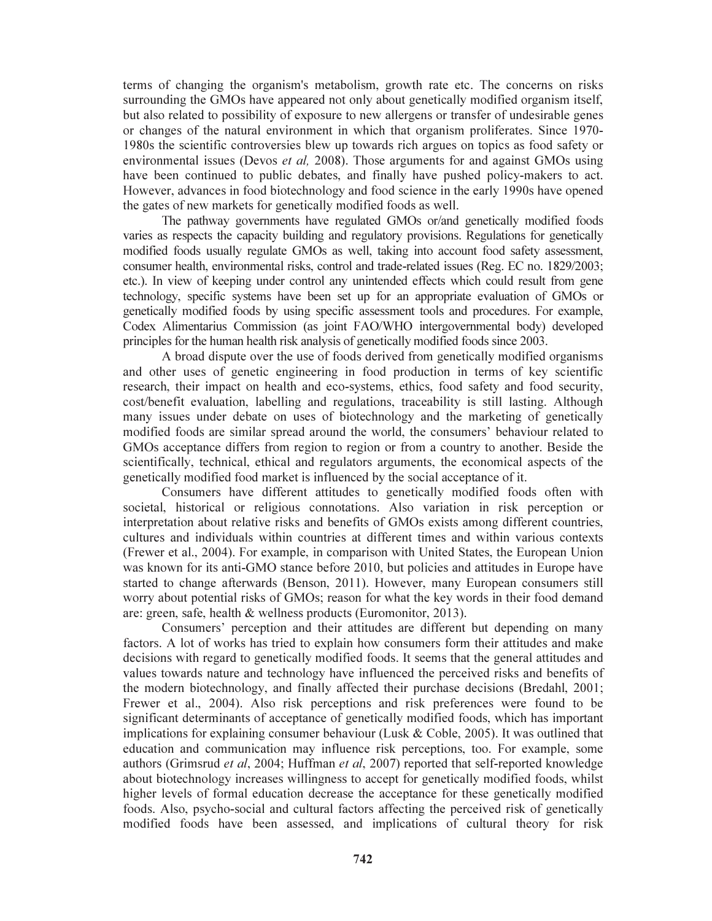terms of changing the organism's metabolism, growth rate etc. The concerns on risks surrounding the GMOs have appeared not only about genetically modified organism itself, but also related to possibility of exposure to new allergens or transfer of undesirable genes or changes of the natural environment in which that organism proliferates. Since 1970-1980s the scientific controversies blew up towards rich argues on topics as food safety or environmental issues (Devos *et al,* 2008). Those arguments for and against GMOs using have been continued to public debates, and finally have pushed policy-makers to act. However, advances in food biotechnology and food science in the early 1990s have opened the gates of new markets for genetically modified foods as well.

The pathway governments have regulated GMOs or/and genetically modified foods varies as respects the capacity building and regulatory provisions. Regulations for genetically modified foods usually regulate GMOs as well, taking into account food safety assessment, consumer health, environmental risks, control and trade-related issues (Reg. EC no. 1829/2003; etc.). In view of keeping under control any unintended effects which could result from gene technology, specific systems have been set up for an appropriate evaluation of GMOs or genetically modified foods by using specific assessment tools and procedures. For example, Codex Alimentarius Commission (as joint FAO/WHO intergovernmental body) developed principles for the human health risk analysis of genetically modified foods since 2003.

A broad dispute over the use of foods derived from genetically modified organisms and other uses of genetic engineering in food production in terms of key scientific research, their impact on health and eco-systems, ethics, food safety and food security, cost/benefit evaluation, labelling and regulations, traceability is still lasting. Although many issues under debate on uses of biotechnology and the marketing of genetically modified foods are similar spread around the world, the consumers' behaviour related to GMOs acceptance differs from region to region or from a country to another. Beside the scientifically, technical, ethical and regulators arguments, the economical aspects of the genetically modified food market is influenced by the social acceptance of it.

Consumers have different attitudes to genetically modified foods often with societal, historical or religious connotations. Also variation in risk perception or interpretation about relative risks and benefits of GMOs exists among different countries, cultures and individuals within countries at different times and within various contexts (Frewer et al., 2004). For example, in comparison with United States, the European Union was known for its anti-GMO stance before 2010, but policies and attitudes in Europe have started to change afterwards (Benson, 2011). However, many European consumers still worry about potential risks of GMOs; reason for what the key words in their food demand are: green, safe, health & wellness products (Euromonitor, 2013).

Consumers' perception and their attitudes are different but depending on many factors. A lot of works has tried to explain how consumers form their attitudes and make decisions with regard to genetically modified foods. It seems that the general attitudes and values towards nature and technology have influenced the perceived risks and benefits of the modern biotechnology, and finally affected their purchase decisions (Bredahl, 2001; Frewer et al., 2004). Also risk perceptions and risk preferences were found to be significant determinants of acceptance of genetically modified foods, which has important implications for explaining consumer behaviour (Lusk & Coble, 2005). It was outlined that education and communication may influence risk perceptions, too. For example, some authors (Grimsrud *et al*, 2004; Huffman *et al*, 2007) reported that self-reported knowledge about biotechnology increases willingness to accept for genetically modified foods, whilst higher levels of formal education decrease the acceptance for these genetically modified foods. Also, psycho-social and cultural factors affecting the perceived risk of genetically modified foods have been assessed, and implications of cultural theory for risk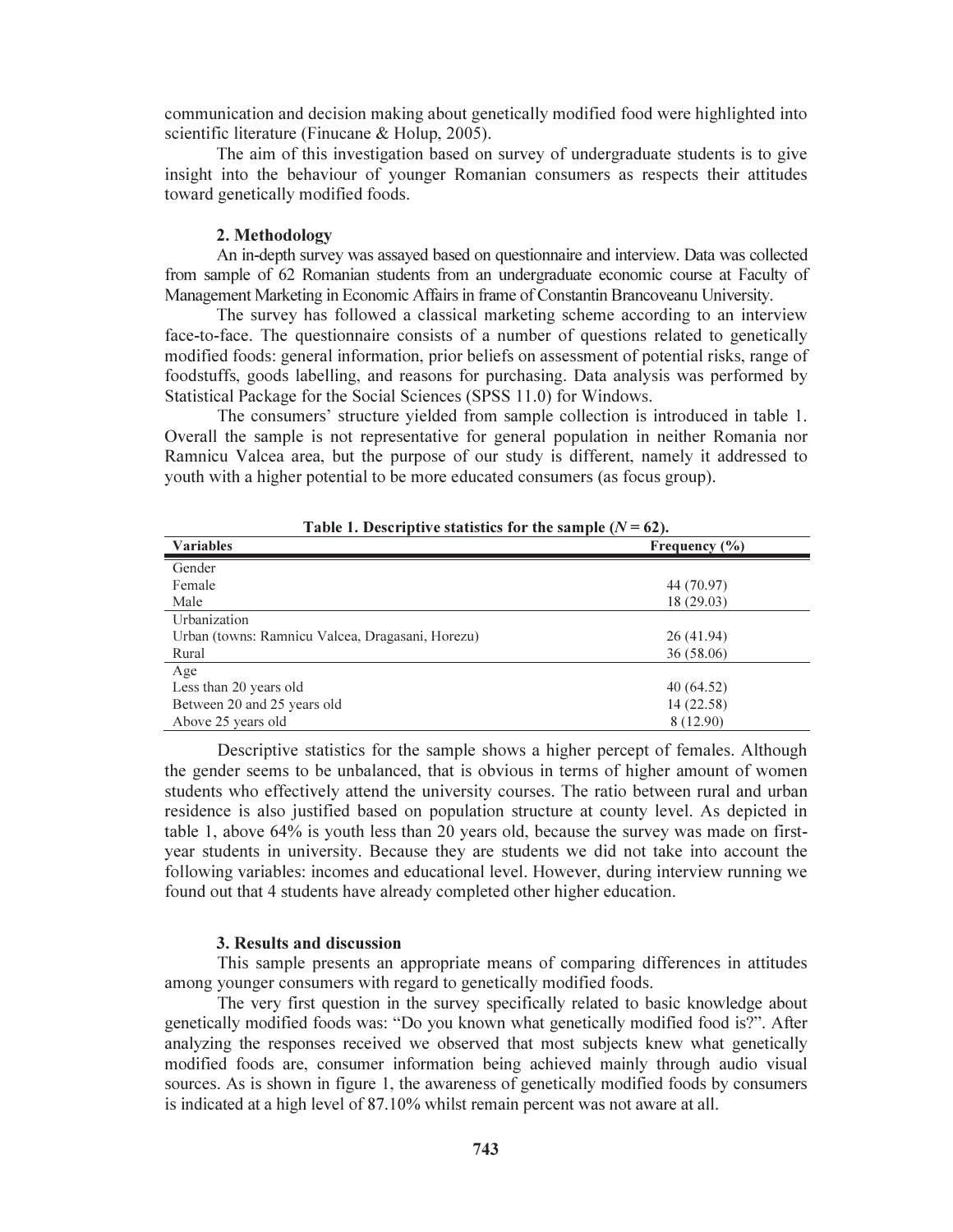communication and decision making about genetically modified food were highlighted into scientific literature (Finucane & Holup, 2005).

The aim of this investigation based on survey of undergraduate students is to give insight into the behaviour of younger Romanian consumers as respects their attitudes toward genetically modified foods.

## 2. Methodology

An in-depth survey was assayed based on questionnaire and interview. Data was collected from sample of 62 Romanian students from an undergraduate economic course at Faculty of Management Marketing in Economic Affairs in frame of Constantin Brancoveanu University.

The survey has followed a classical marketing scheme according to an interview face-to-face. The questionnaire consists of a number of questions related to genetically modified foods: general information, prior beliefs on assessment of potential risks, range of foodstuffs, goods labelling, and reasons for purchasing. Data analysis was performed by Statistical Package for the Social Sciences (SPSS 11.0) for Windows.

The consumers' structure yielded from sample collection is introduced in table 1. Overall the sample is not representative for general population in neither Romania nor Ramnicu Valcea area, but the purpose of our study is different, namely it addressed to youth with a higher potential to be more educated consumers (as focus group).

**Table 1. Descriptive statistics for the sample ($N$ = 62).**

| Variables | Frequency (%) |
|---|---|
| Gender | |
| Female | 44 (70.97) |
| Male | 18 (29.03) |
| Urbanization | |
| Urban (towns: Ramnicu Valcea, Dragasani, Horezu) | 26 (41.94) |
| Rural | 36 (58.06) |
| Age | |
| Less than 20 years old | 40 (64.52) |
| Between 20 and 25 years old | 14 (22.58) |
| Above 25 years old | 8 (12.90) |

Descriptive statistics for the sample shows a higher percept of females. Although the gender seems to be unbalanced, that is obvious in terms of higher amount of women students who effectively attend the university courses. The ratio between rural and urban residence is also justified based on population structure at county level. As depicted in table 1, above 64% is youth less than 20 years old, because the survey was made on first-year students in university. Because they are students we did not take into account the following variables: incomes and educational level. However, during interview running we found out that 4 students have already completed other higher education.

## 3. Results and discussion

This sample presents an appropriate means of comparing differences in attitudes among younger consumers with regard to genetically modified foods.

The very first question in the survey specifically related to basic knowledge about genetically modified foods was: "Do you known what genetically modified food is?". After analyzing the responses received we observed that most subjects knew what genetically modified foods are, consumer information being achieved mainly through audio visual sources. As is shown in figure 1, the awareness of genetically modified foods by consumers is indicated at a high level of 87.10% whilst remain percent was not aware at all.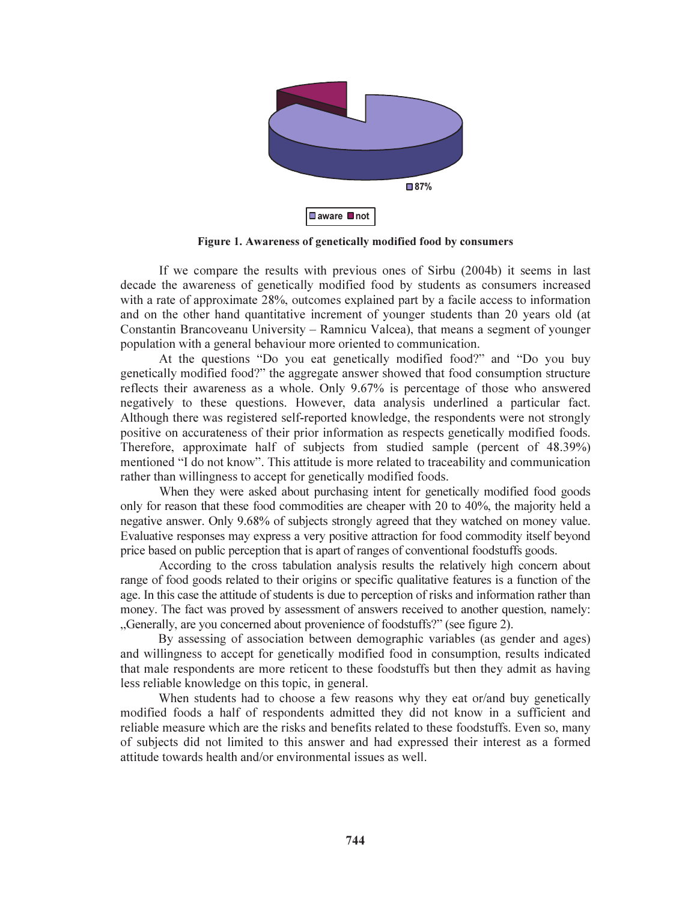Figure 1. Awareness of genetically modified food by consumers

If we compare the results with previous ones of Sirbu (2004b) it seems in last decade the awareness of genetically modified food by students as consumers increased with a rate of approximate 28%, outcomes explained part by a facile access to information and on the other hand quantitative increment of younger students than 20 years old (at Constantin Brancoveanu University – Ramnicu Valcea), that means a segment of younger population with a general behaviour more oriented to communication.

At the questions "Do you eat genetically modified food?" and "Do you buy genetically modified food?" the aggregate answer showed that food consumption structure reflects their awareness as a whole. Only 9.67% is percentage of those who answered negatively to these questions. However, data analysis underlined a particular fact. Although there was registered self-reported knowledge, the respondents were not strongly positive on accurateness of their prior information as respects genetically modified foods. Therefore, approximate half of subjects from studied sample (percent of 48.39%) mentioned "I do not know". This attitude is more related to traceability and communication rather than willingness to accept for genetically modified foods.

When they were asked about purchasing intent for genetically modified food goods only for reason that these food commodities are cheaper with 20 to 40%, the majority held a negative answer. Only 9.68% of subjects strongly agreed that they watched on money value. Evaluative responses may express a very positive attraction for food commodity itself beyond price based on public perception that is apart of ranges of conventional foodstuffs goods.

According to the cross tabulation analysis results the relatively high concern about range of food goods related to their origins or specific qualitative features is a function of the age. In this case the attitude of students is due to perception of risks and information rather than money. The fact was proved by assessment of answers received to another question, namely: „Generally, are you concerned about provenience of foodstuffs?" (see figure 2).

By assessing of association between demographic variables (as gender and ages) and willingness to accept for genetically modified food in consumption, results indicated that male respondents are more reticent to these foodstuffs but then they admit as having less reliable knowledge on this topic, in general.

When students had to choose a few reasons why they eat or/and buy genetically modified foods a half of respondents admitted they did not know in a sufficient and reliable measure which are the risks and benefits related to these foodstuffs. Even so, many of subjects did not limited to this answer and had expressed their interest as a formed attitude towards health and/or environmental issues as well.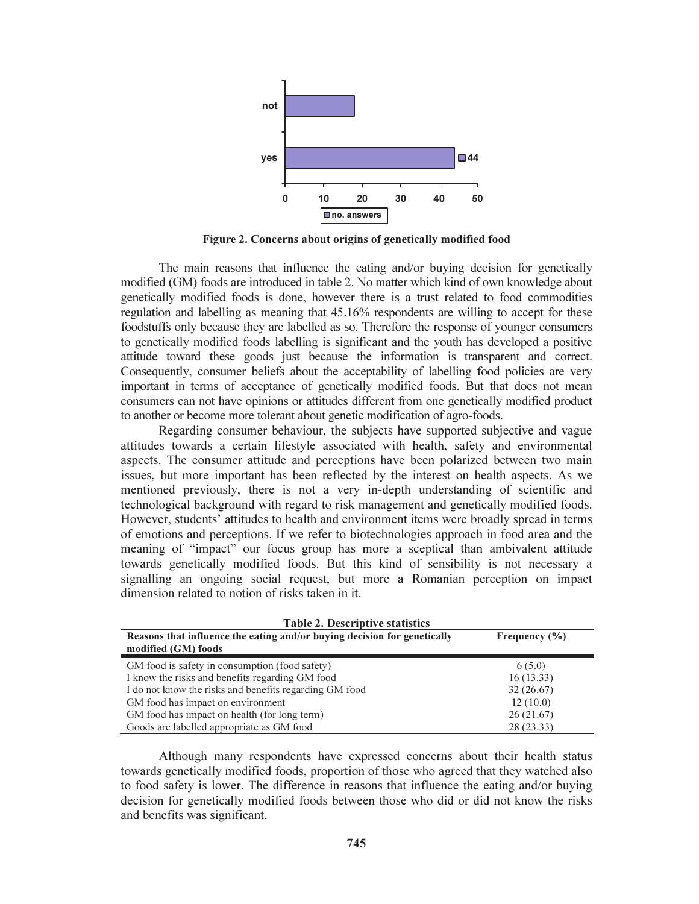Figure 2. Concerns about origins of genetically modified food

The main reasons that influence the eating and/or buying decision for genetically modified (GM) foods are introduced in table 2. No matter which kind of own knowledge about genetically modified foods is done, however there is a trust related to food commodities regulation and labelling as meaning that 45.16% respondents are willing to accept for these foodstuffs only because they are labelled as so. Therefore the response of younger consumers to genetically modified foods labelling is significant and the youth has developed a positive attitude toward these goods just because the information is transparent and correct. Consequently, consumer beliefs about the acceptability of labelling food policies are very important in terms of acceptance of genetically modified foods. But that does not mean consumers can not have opinions or attitudes different from one genetically modified product to another or become more tolerant about genetic modification of agro-foods.

Regarding consumer behaviour, the subjects have supported subjective and vague attitudes towards a certain lifestyle associated with health, safety and environmental aspects. The consumer attitude and perceptions have been polarized between two main issues, but more important has been reflected by the interest on health aspects. As we mentioned previously, there is not a very in-depth understanding of scientific and technological background with regard to risk management and genetically modified foods. However, students' attitudes to health and environment items were broadly spread in terms of emotions and perceptions. If we refer to biotechnologies approach in food area and the meaning of "impact" our focus group has more a sceptical than ambivalent attitude towards genetically modified foods. But this kind of sensibility is not necessary a signalling an ongoing social request, but more a Romanian perception on impact dimension related to notion of risks taken in it.

**Table 2. Descriptive statistics**

| Reasons that influence the eating and/or buying decision for genetically modified (GM) foods | Frequency (%) |
|---|---|
| GM food is safety in consumption (food safety) | 6 (5.0) |
| I know the risks and benefits regarding GM food | 16 (13.33) |
| I do not know the risks and benefits regarding GM food | 32 (26.67) |
| GM food has impact on environment | 12 (10.0) |
| GM food has impact on health (for long term) | 26 (21.67) |
| Goods are labelled appropriate as GM food | 28 (23.33) |

Although many respondents have expressed concerns about their health status towards genetically modified foods, proportion of those who agreed that they watched also to food safety is lower. The difference in reasons that influence the eating and/or buying decision for genetically modified foods between those who did or did not know the risks and benefits was significant.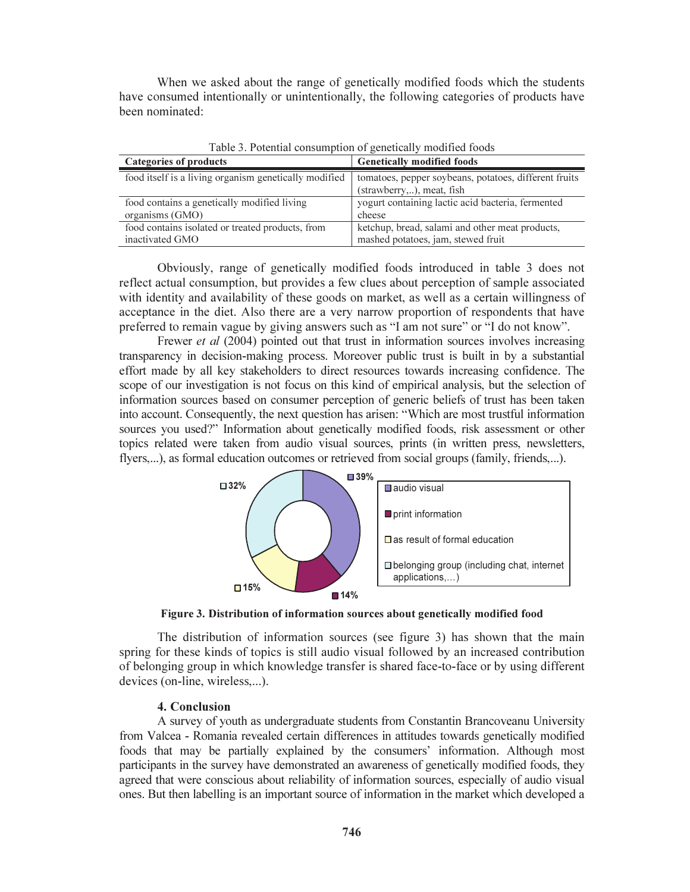When we asked about the range of genetically modified foods which the students have consumed intentionally or unintentionally, the following categories of products have been nominated:

Table 3. Potential consumption of genetically modified foods

| Categories of products | Genetically modified foods |
|---|---|
| food itself is a living organism genetically modified | tomatoes, pepper soybeans, potatoes, different fruits (strawberry,..), meat, fish |
| food contains a genetically modified living organisms (GMO) | yogurt containing lactic acid bacteria, fermented cheese |
| food contains isolated or treated products, from inactivated GMO | ketchup, bread, salami and other meat products, mashed potatoes, jam, stewed fruit |

Obviously, range of genetically modified foods introduced in table 3 does not reflect actual consumption, but provides a few clues about perception of sample associated with identity and availability of these goods on market, as well as a certain willingness of acceptance in the diet. Also there are a very narrow proportion of respondents that have preferred to remain vague by giving answers such as "I am not sure" or "I do not know".

Frewer *et al* (2004) pointed out that trust in information sources involves increasing transparency in decision-making process. Moreover public trust is built in by a substantial effort made by all key stakeholders to direct resources towards increasing confidence. The scope of our investigation is not focus on this kind of empirical analysis, but the selection of information sources based on consumer perception of generic beliefs of trust has been taken into account. Consequently, the next question has arisen: "Which are most trustful information sources you used?" Information about genetically modified foods, risk assessment or other topics related were taken from audio visual sources, prints (in written press, newsletters, flyers,...), as formal education outcomes or retrieved from social groups (family, friends,...).

39% audio visual; 14% print information; 15% as result of formal education; 32% belonging group (including chat, internet applications,…)

**Figure 3. Distribution of information sources about genetically modified food**

The distribution of information sources (see figure 3) has shown that the main spring for these kinds of topics is still audio visual followed by an increased contribution of belonging group in which knowledge transfer is shared face-to-face or by using different devices (on-line, wireless,...).

### 4. Conclusion

A survey of youth as undergraduate students from Constantin Brancoveanu University from Valcea - Romania revealed certain differences in attitudes towards genetically modified foods that may be partially explained by the consumers' information. Although most participants in the survey have demonstrated an awareness of genetically modified foods, they agreed that were conscious about reliability of information sources, especially of audio visual ones. But then labelling is an important source of information in the market which developed a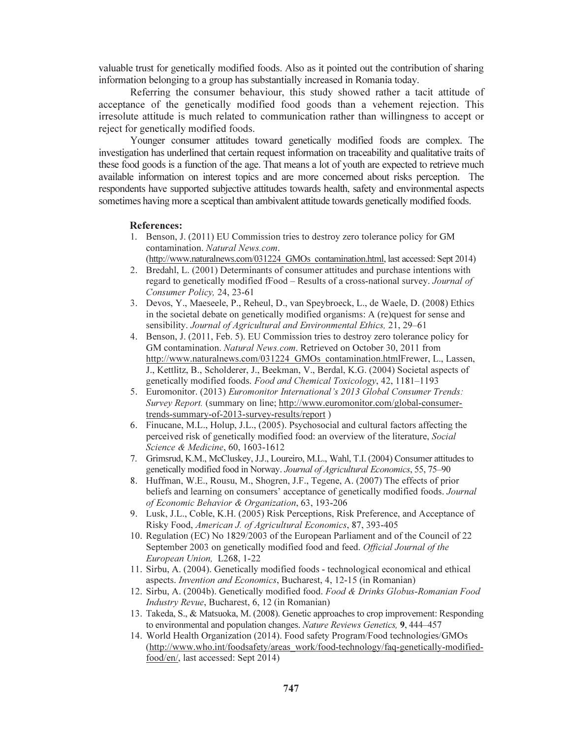valuable trust for genetically modified foods. Also as it pointed out the contribution of sharing information belonging to a group has substantially increased in Romania today.

Referring the consumer behaviour, this study showed rather a tacit attitude of acceptance of the genetically modified food goods than a vehement rejection. This irresolute attitude is much related to communication rather than willingness to accept or reject for genetically modified foods.

Younger consumer attitudes toward genetically modified foods are complex. The investigation has underlined that certain request information on traceability and qualitative traits of these food goods is a function of the age. That means a lot of youth are expected to retrieve much available information on interest topics and are more concerned about risks perception. The respondents have supported subjective attitudes towards health, safety and environmental aspects sometimes having more a sceptical than ambivalent attitude towards genetically modified foods.

**References:**

1. Benson, J. (2011) EU Commission tries to destroy zero tolerance policy for GM contamination. *Natural News.com*. (http://www.naturalnews.com/031224_GMOs_contamination.html, last accessed: Sept 2014)
2. Bredahl, L. (2001) Determinants of consumer attitudes and purchase intentions with regard to genetically modified fFood – Results of a cross-national survey. *Journal of Consumer Policy,* 24, 23-61
3. Devos, Y., Maeseele, P., Reheul, D., van Speybroeck, L., de Waele, D. (2008) Ethics in the societal debate on genetically modified organisms: A (re)quest for sense and sensibility. *Journal of Agricultural and Environmental Ethics,* 21, 29–61
4. Benson, J. (2011, Feb. 5). EU Commission tries to destroy zero tolerance policy for GM contamination. *Natural News.com*. Retrieved on October 30, 2011 from http://www.naturalnews.com/031224_GMOs_contamination.htmlFrewer, L., Lassen, J., Kettlitz, B., Scholderer, J., Beekman, V., Berdal, K.G. (2004) Societal aspects of genetically modified foods. *Food and Chemical Toxicology*, 42, 1181–1193
5. Euromonitor. (2013) *Euromonitor International's 2013 Global Consumer Trends: Survey Report.* (summary on line; http://www.euromonitor.com/global-consumer-trends-summary-of-2013-survey-results/report )
6. Finucane, M.L., Holup, J.L., (2005). Psychosocial and cultural factors affecting the perceived risk of genetically modified food: an overview of the literature, *Social Science & Medicine*, 60, 1603-1612
7. Grimsrud, K.M., McCluskey, J.J., Loureiro, M.L., Wahl, T.I. (2004) Consumer attitudes to genetically modified food in Norway. *Journal of Agricultural Economics*, 55, 75–90
8. Huffman, W.E., Rousu, M., Shogren, J.F., Tegene, A. (2007) The effects of prior beliefs and learning on consumers' acceptance of genetically modified foods. *Journal of Economic Behavior & Organization*, 63, 193-206
9. Lusk, J.L., Coble, K.H. (2005) Risk Perceptions, Risk Preference, and Acceptance of Risky Food, *American J. of Agricultural Economics*, 87, 393-405
10. Regulation (EC) No 1829/2003 of the European Parliament and of the Council of 22 September 2003 on genetically modified food and feed. *Official Journal of the European Union,* L268, 1-22
11. Sirbu, A. (2004). Genetically modified foods - technological economical and ethical aspects. *Invention and Economics*, Bucharest, 4, 12-15 (in Romanian)
12. Sirbu, A. (2004b). Genetically modified food. *Food & Drinks Globus-Romanian Food Industry Revue*, Bucharest, 6, 12 (in Romanian)
13. Takeda, S., & Matsuoka, M. (2008). Genetic approaches to crop improvement: Responding to environmental and population changes. *Nature Reviews Genetics,* **9**, 444–457
14. World Health Organization (2014). Food safety Program/Food technologies/GMOs (http://www.who.int/foodsafety/areas_work/food-technology/faq-genetically-modified-food/en/, last accessed: Sept 2014)